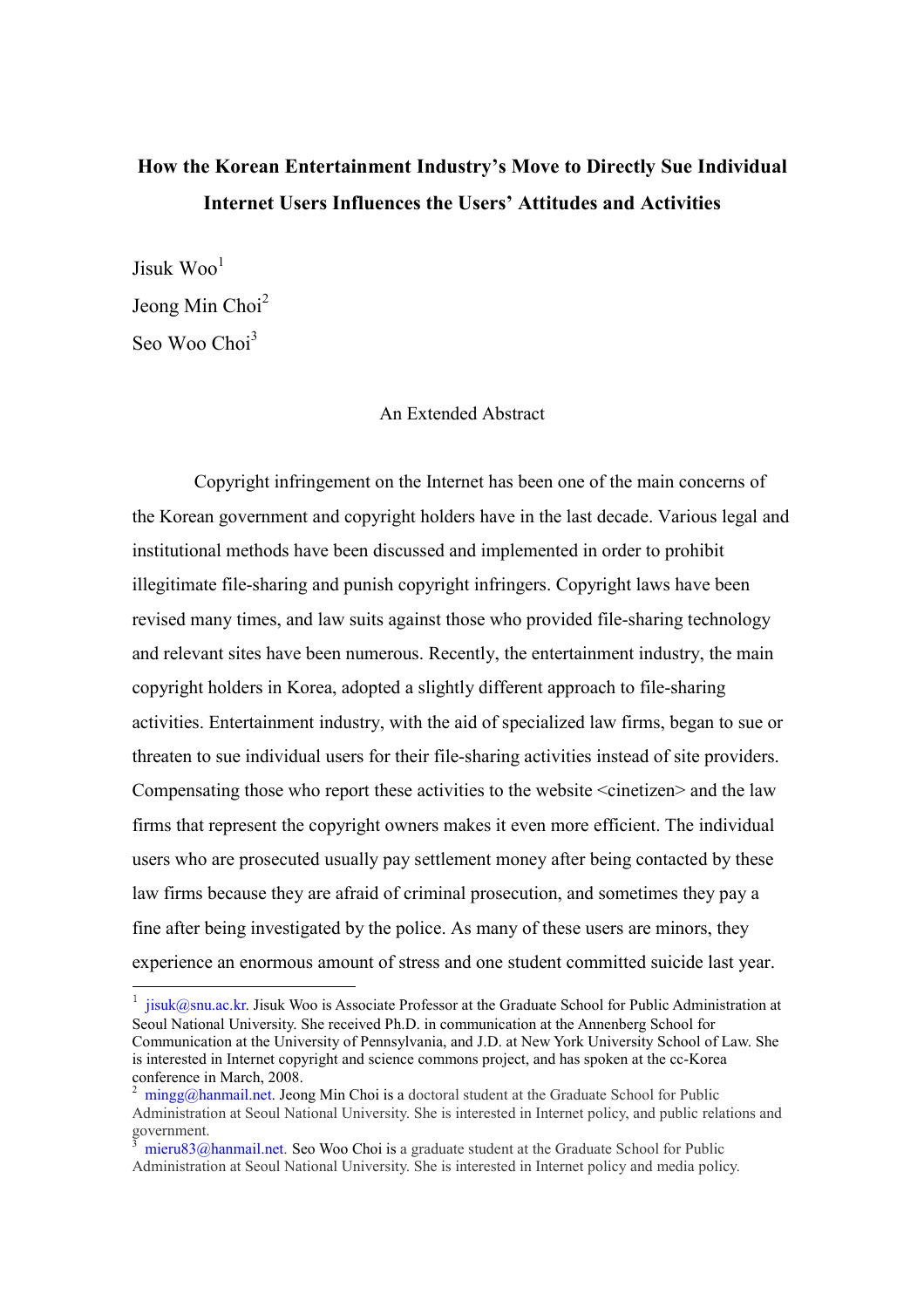# How the Korean Entertainment Industry's Move to Directly Sue Individual Internet Users Influences the Users' Attitudes and Activities

Jisuk Woo[1]

Jeong Min Choi[2]

Seo Woo Choi[3]

An Extended Abstract

Copyright infringement on the Internet has been one of the main concerns of the Korean government and copyright holders have in the last decade. Various legal and institutional methods have been discussed and implemented in order to prohibit illegitimate file-sharing and punish copyright infringers. Copyright laws have been revised many times, and law suits against those who provided file-sharing technology and relevant sites have been numerous. Recently, the entertainment industry, the main copyright holders in Korea, adopted a slightly different approach to file-sharing activities. Entertainment industry, with the aid of specialized law firms, began to sue or threaten to sue individual users for their file-sharing activities instead of site providers. Compensating those who report these activities to the website <cinetizen> and the law firms that represent the copyright owners makes it even more efficient. The individual users who are prosecuted usually pay settlement money after being contacted by these law firms because they are afraid of criminal prosecution, and sometimes they pay a fine after being investigated by the police. As many of these users are minors, they experience an enormous amount of stress and one student committed suicide last year.

---

[1] jisuk@snu.ac.kr. Jisuk Woo is Associate Professor at the Graduate School for Public Administration at Seoul National University. She received Ph.D. in communication at the Annenberg School for Communication at the University of Pennsylvania, and J.D. at New York University School of Law. She is interested in Internet copyright and science commons project, and has spoken at the cc-Korea conference in March, 2008.

[2] mingg@hanmail.net. Jeong Min Choi is a doctoral student at the Graduate School for Public Administration at Seoul National University. She is interested in Internet policy, and public relations and government.

[3] mieru83@hanmail.net. Seo Woo Choi is a graduate student at the Graduate School for Public Administration at Seoul National University. She is interested in Internet policy and media policy.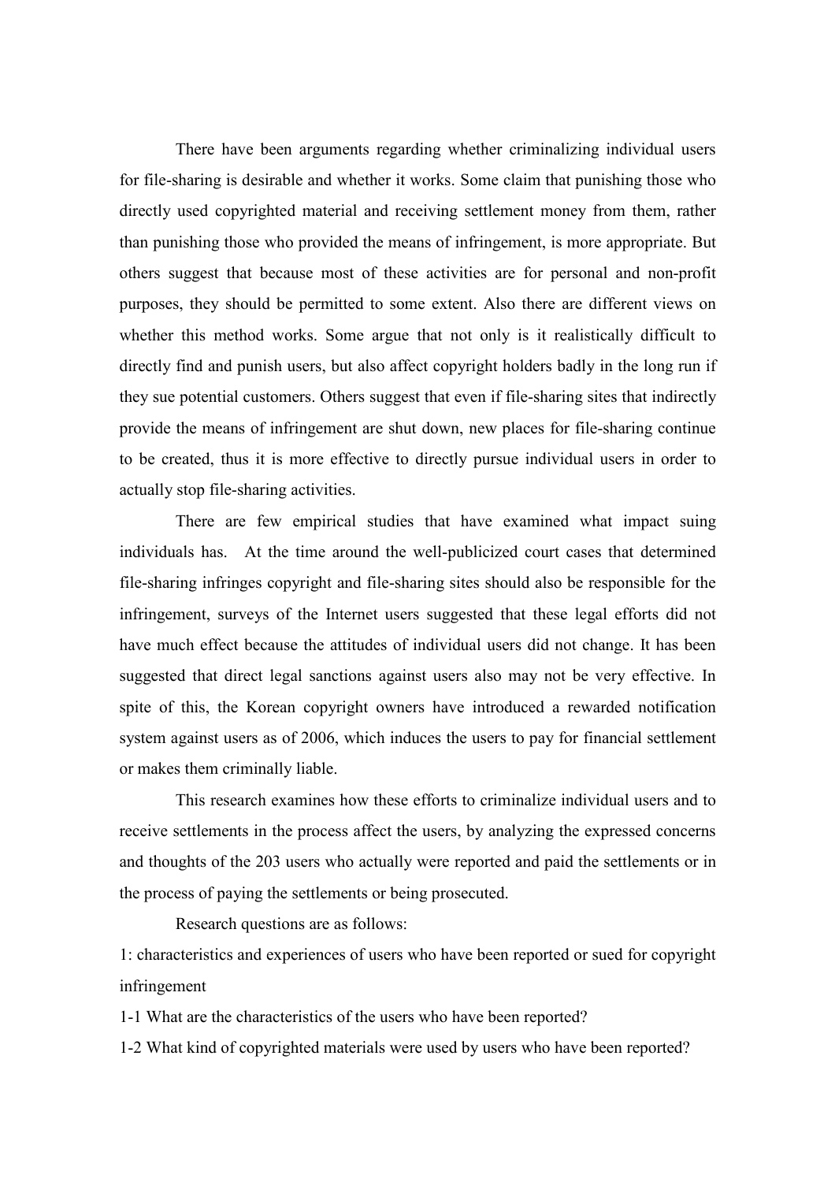There have been arguments regarding whether criminalizing individual users for file-sharing is desirable and whether it works. Some claim that punishing those who directly used copyrighted material and receiving settlement money from them, rather than punishing those who provided the means of infringement, is more appropriate. But others suggest that because most of these activities are for personal and non-profit purposes, they should be permitted to some extent. Also there are different views on whether this method works. Some argue that not only is it realistically difficult to directly find and punish users, but also affect copyright holders badly in the long run if they sue potential customers. Others suggest that even if file-sharing sites that indirectly provide the means of infringement are shut down, new places for file-sharing continue to be created, thus it is more effective to directly pursue individual users in order to actually stop file-sharing activities.

There are few empirical studies that have examined what impact suing individuals has. At the time around the well-publicized court cases that determined file-sharing infringes copyright and file-sharing sites should also be responsible for the infringement, surveys of the Internet users suggested that these legal efforts did not have much effect because the attitudes of individual users did not change. It has been suggested that direct legal sanctions against users also may not be very effective. In spite of this, the Korean copyright owners have introduced a rewarded notification system against users as of 2006, which induces the users to pay for financial settlement or makes them criminally liable.

This research examines how these efforts to criminalize individual users and to receive settlements in the process affect the users, by analyzing the expressed concerns and thoughts of the 203 users who actually were reported and paid the settlements or in the process of paying the settlements or being prosecuted.

Research questions are as follows:

1: characteristics and experiences of users who have been reported or sued for copyright infringement

1-1 What are the characteristics of the users who have been reported?

1-2 What kind of copyrighted materials were used by users who have been reported?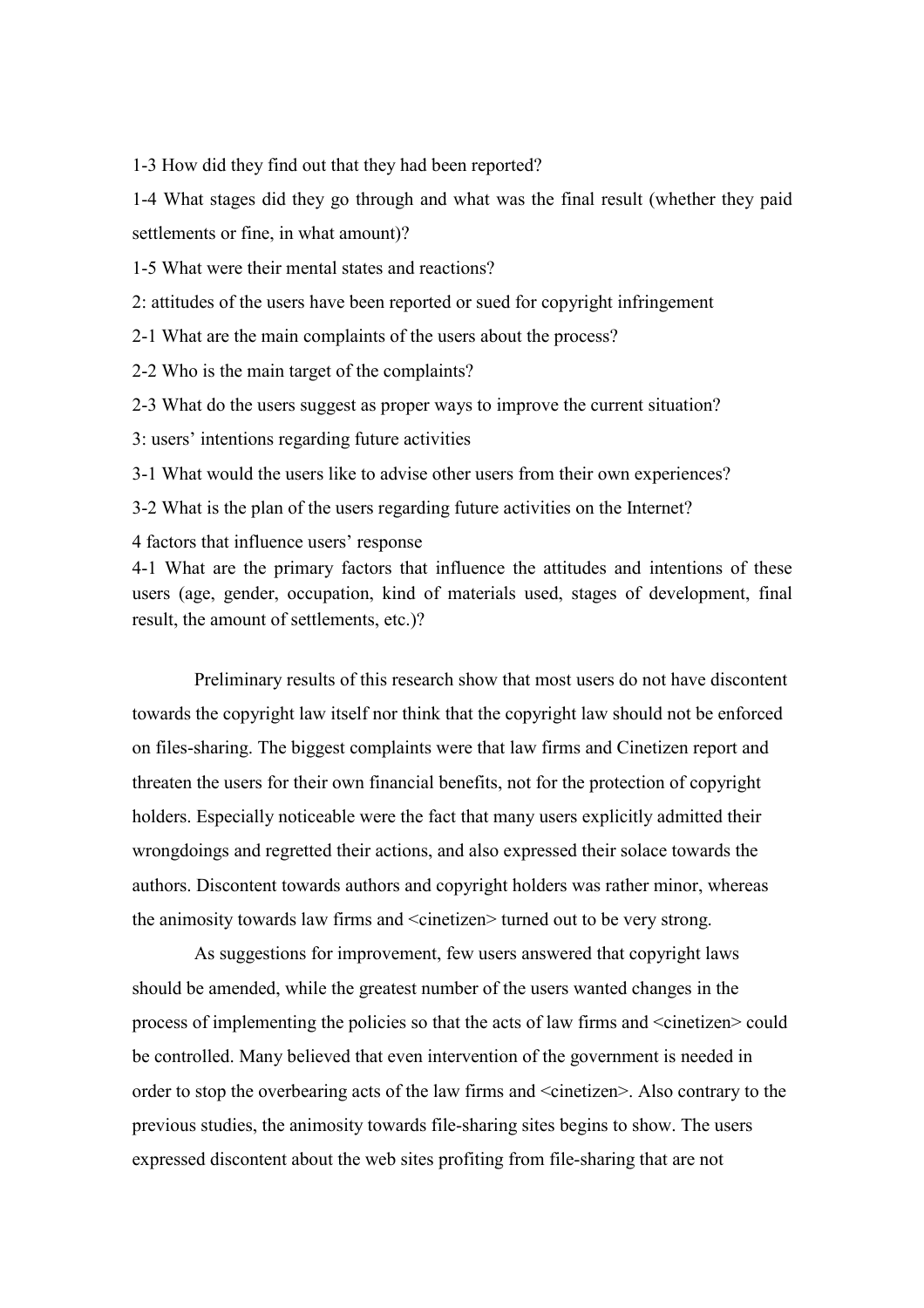1-3 How did they find out that they had been reported?

1-4 What stages did they go through and what was the final result (whether they paid settlements or fine, in what amount)?

1-5 What were their mental states and reactions?

2: attitudes of the users have been reported or sued for copyright infringement

2-1 What are the main complaints of the users about the process?

2-2 Who is the main target of the complaints?

2-3 What do the users suggest as proper ways to improve the current situation?

3: users' intentions regarding future activities

3-1 What would the users like to advise other users from their own experiences?

3-2 What is the plan of the users regarding future activities on the Internet?

4 factors that influence users' response

4-1 What are the primary factors that influence the attitudes and intentions of these users (age, gender, occupation, kind of materials used, stages of development, final result, the amount of settlements, etc.)?

Preliminary results of this research show that most users do not have discontent towards the copyright law itself nor think that the copyright law should not be enforced on files-sharing. The biggest complaints were that law firms and Cinetizen report and threaten the users for their own financial benefits, not for the protection of copyright holders. Especially noticeable were the fact that many users explicitly admitted their wrongdoings and regretted their actions, and also expressed their solace towards the authors. Discontent towards authors and copyright holders was rather minor, whereas the animosity towards law firms and <cinetizen> turned out to be very strong.

As suggestions for improvement, few users answered that copyright laws should be amended, while the greatest number of the users wanted changes in the process of implementing the policies so that the acts of law firms and <cinetizen> could be controlled. Many believed that even intervention of the government is needed in order to stop the overbearing acts of the law firms and <cinetizen>. Also contrary to the previous studies, the animosity towards file-sharing sites begins to show. The users expressed discontent about the web sites profiting from file-sharing that are not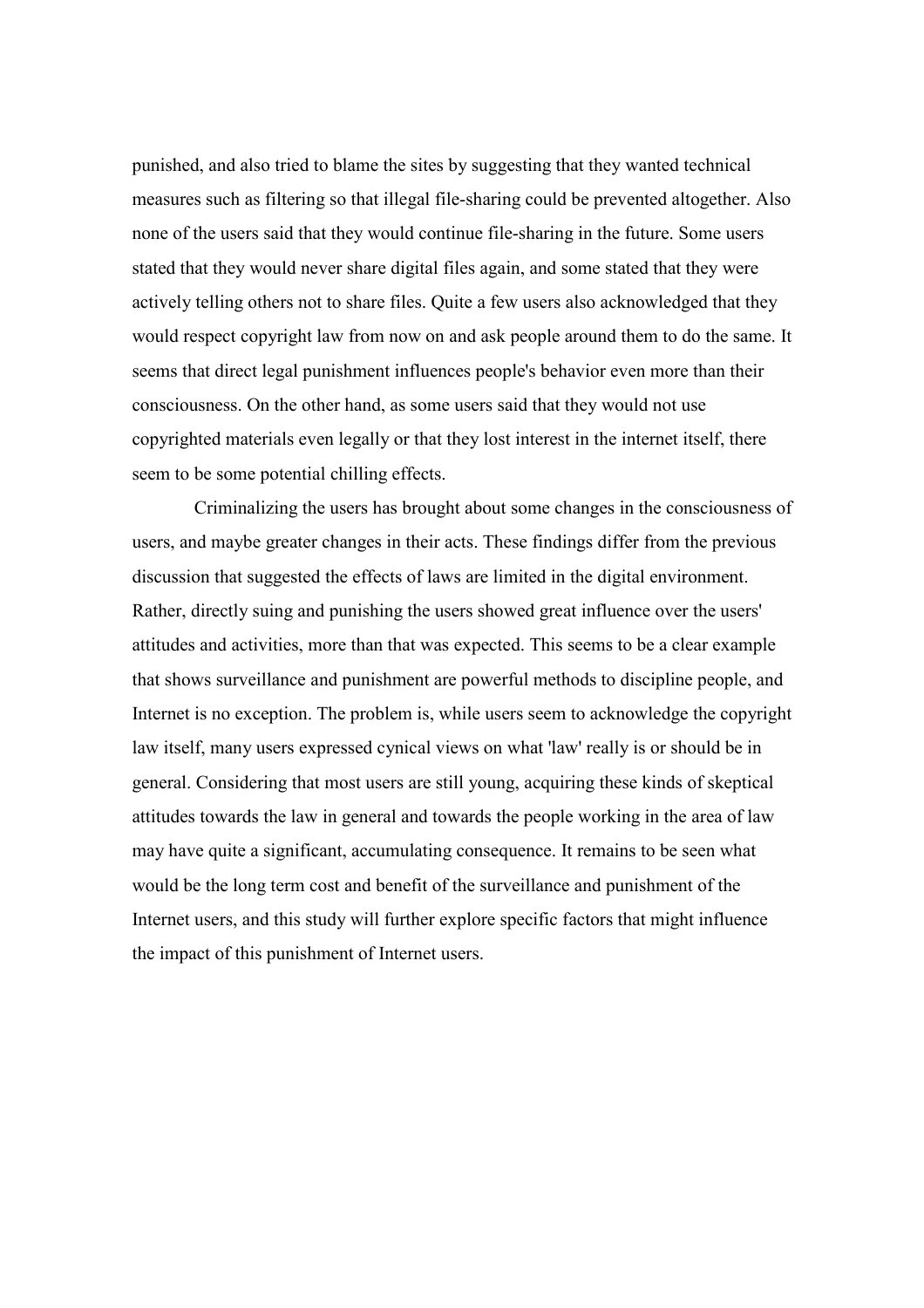punished, and also tried to blame the sites by suggesting that they wanted technical measures such as filtering so that illegal file-sharing could be prevented altogether. Also none of the users said that they would continue file-sharing in the future. Some users stated that they would never share digital files again, and some stated that they were actively telling others not to share files. Quite a few users also acknowledged that they would respect copyright law from now on and ask people around them to do the same. It seems that direct legal punishment influences people's behavior even more than their consciousness. On the other hand, as some users said that they would not use copyrighted materials even legally or that they lost interest in the internet itself, there seem to be some potential chilling effects.

Criminalizing the users has brought about some changes in the consciousness of users, and maybe greater changes in their acts. These findings differ from the previous discussion that suggested the effects of laws are limited in the digital environment. Rather, directly suing and punishing the users showed great influence over the users' attitudes and activities, more than that was expected. This seems to be a clear example that shows surveillance and punishment are powerful methods to discipline people, and Internet is no exception. The problem is, while users seem to acknowledge the copyright law itself, many users expressed cynical views on what 'law' really is or should be in general. Considering that most users are still young, acquiring these kinds of skeptical attitudes towards the law in general and towards the people working in the area of law may have quite a significant, accumulating consequence. It remains to be seen what would be the long term cost and benefit of the surveillance and punishment of the Internet users, and this study will further explore specific factors that might influence the impact of this punishment of Internet users.